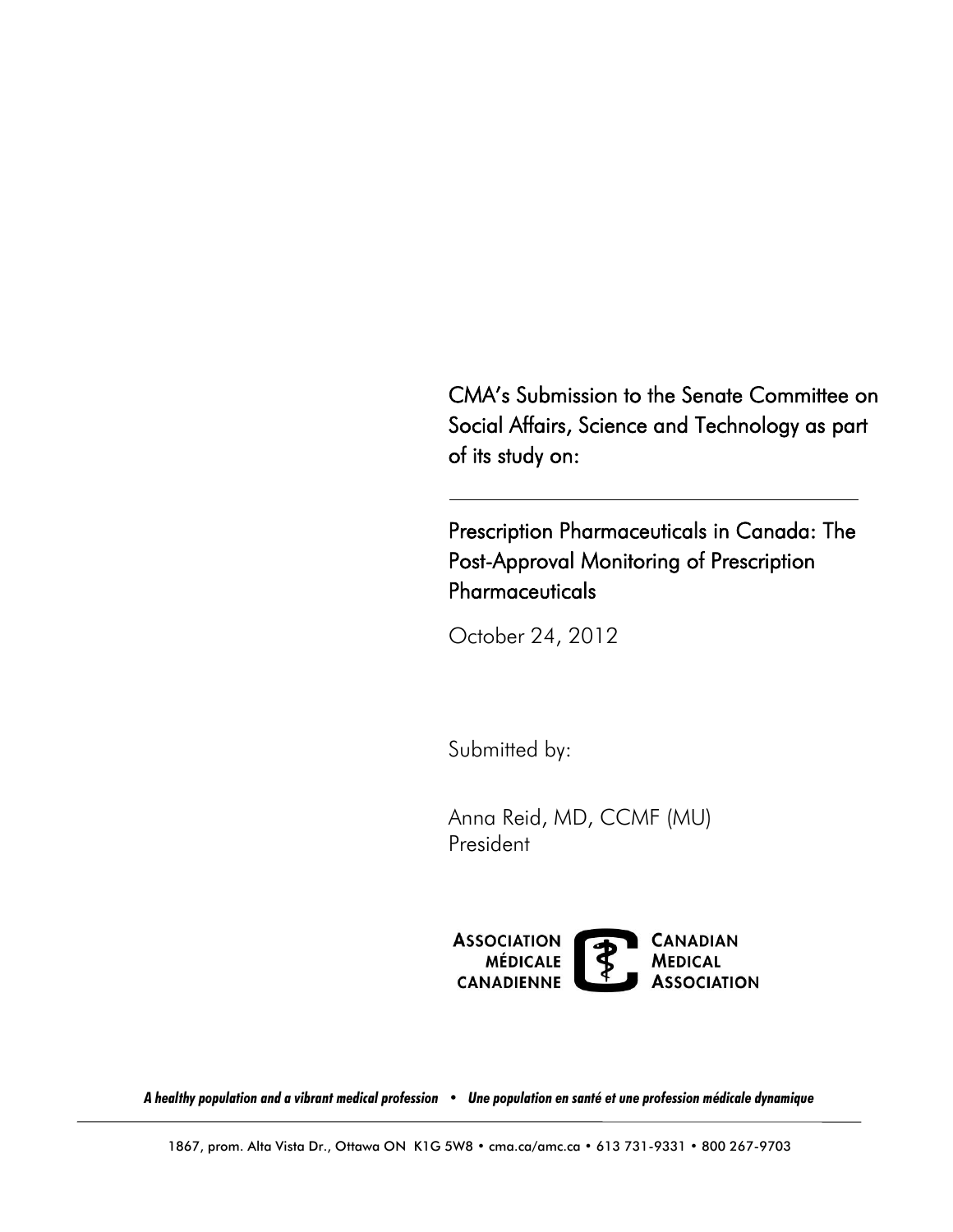# CMA's Submission to the Senate Committee on Social Affairs, Science and Technology as part of its study on:

---

## Prescription Pharmaceuticals in Canada: The Post-Approval Monitoring of Prescription Pharmaceuticals

October 24, 2012

Submitted by:

Anna Reid, MD, CCMF (MU)
President

ASSOCIATION MÉDICALE CANADIENNE

CANADIAN MEDICAL ASSOCIATION

*A healthy population and a vibrant medical profession • Une population en santé et une profession médicale dynamique*

1867, prom. Alta Vista Dr., Ottawa ON K1G 5W8 • cma.ca/amc.ca • 613 731-9331 • 800 267-9703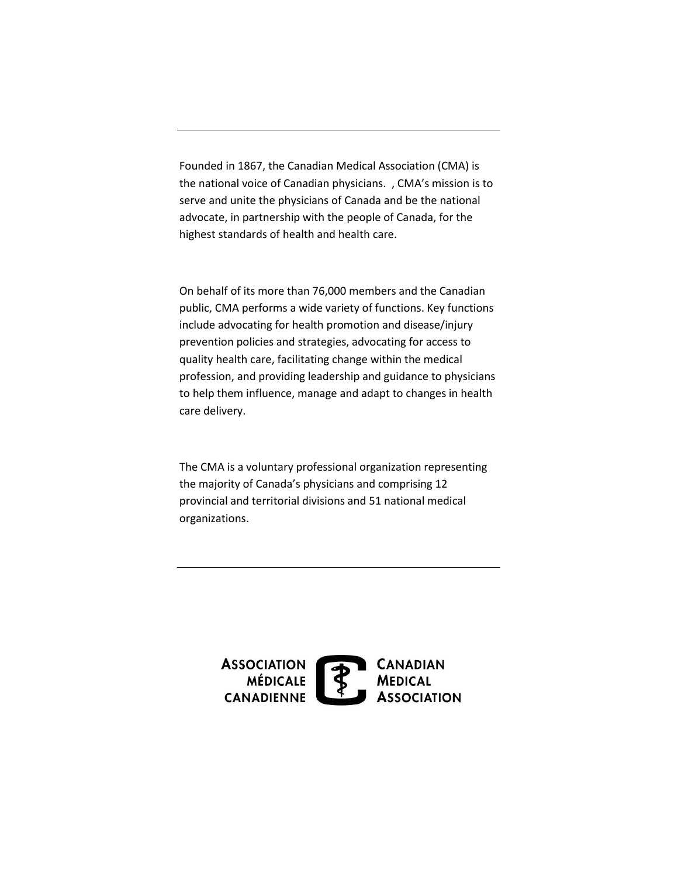---

Founded in 1867, the Canadian Medical Association (CMA) is the national voice of Canadian physicians.  , CMA's mission is to serve and unite the physicians of Canada and be the national advocate, in partnership with the people of Canada, for the highest standards of health and health care.

On behalf of its more than 76,000 members and the Canadian public, CMA performs a wide variety of functions. Key functions include advocating for health promotion and disease/injury prevention policies and strategies, advocating for access to quality health care, facilitating change within the medical profession, and providing leadership and guidance to physicians to help them influence, manage and adapt to changes in health care delivery.

The CMA is a voluntary professional organization representing the majority of Canada's physicians and comprising 12 provincial and territorial divisions and 51 national medical organizations.

---

ASSOCIATION MÉDICALE CANADIENNE | CANADIAN MEDICAL ASSOCIATION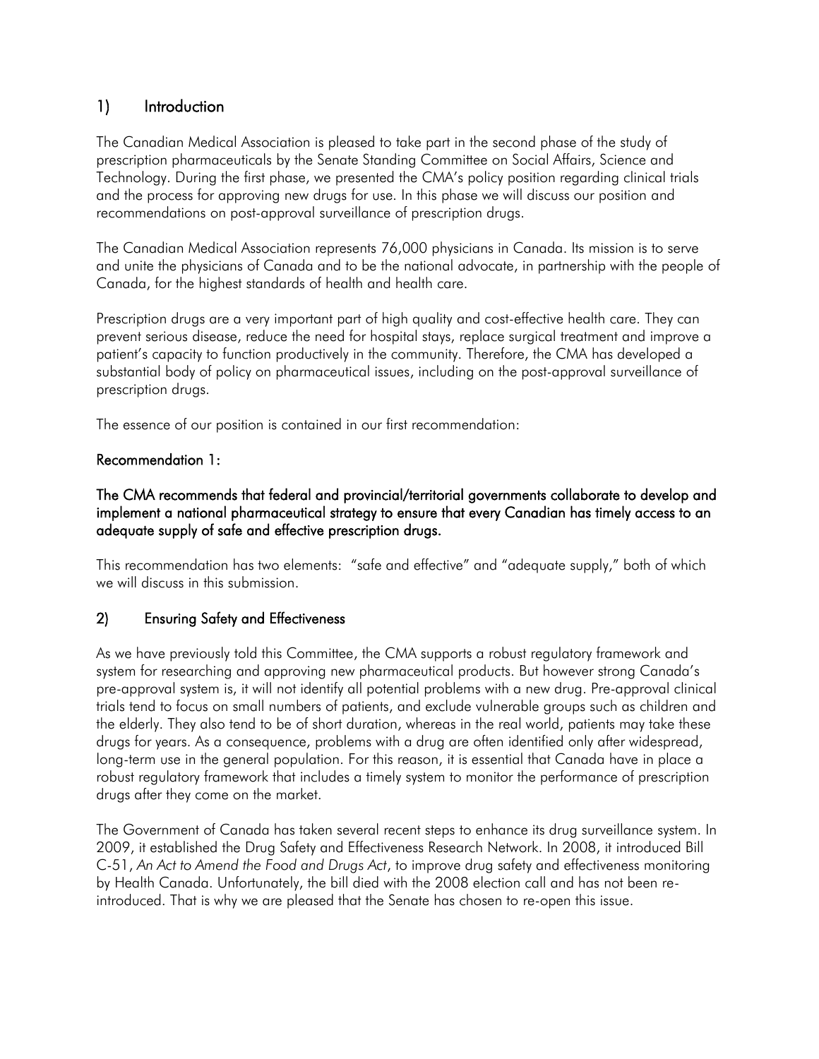## 1) Introduction

The Canadian Medical Association is pleased to take part in the second phase of the study of prescription pharmaceuticals by the Senate Standing Committee on Social Affairs, Science and Technology. During the first phase, we presented the CMA's policy position regarding clinical trials and the process for approving new drugs for use. In this phase we will discuss our position and recommendations on post-approval surveillance of prescription drugs.

The Canadian Medical Association represents 76,000 physicians in Canada. Its mission is to serve and unite the physicians of Canada and to be the national advocate, in partnership with the people of Canada, for the highest standards of health and health care.

Prescription drugs are a very important part of high quality and cost-effective health care. They can prevent serious disease, reduce the need for hospital stays, replace surgical treatment and improve a patient's capacity to function productively in the community. Therefore, the CMA has developed a substantial body of policy on pharmaceutical issues, including on the post-approval surveillance of prescription drugs.

The essence of our position is contained in our first recommendation:

**Recommendation 1:**

**The CMA recommends that federal and provincial/territorial governments collaborate to develop and implement a national pharmaceutical strategy to ensure that every Canadian has timely access to an adequate supply of safe and effective prescription drugs.**

This recommendation has two elements: "safe and effective" and "adequate supply," both of which we will discuss in this submission.

## 2) Ensuring Safety and Effectiveness

As we have previously told this Committee, the CMA supports a robust regulatory framework and system for researching and approving new pharmaceutical products. But however strong Canada's pre-approval system is, it will not identify all potential problems with a new drug. Pre-approval clinical trials tend to focus on small numbers of patients, and exclude vulnerable groups such as children and the elderly. They also tend to be of short duration, whereas in the real world, patients may take these drugs for years. As a consequence, problems with a drug are often identified only after widespread, long-term use in the general population. For this reason, it is essential that Canada have in place a robust regulatory framework that includes a timely system to monitor the performance of prescription drugs after they come on the market.

The Government of Canada has taken several recent steps to enhance its drug surveillance system. In 2009, it established the Drug Safety and Effectiveness Research Network. In 2008, it introduced Bill C-51, *An Act to Amend the Food and Drugs Act*, to improve drug safety and effectiveness monitoring by Health Canada. Unfortunately, the bill died with the 2008 election call and has not been re-introduced. That is why we are pleased that the Senate has chosen to re-open this issue.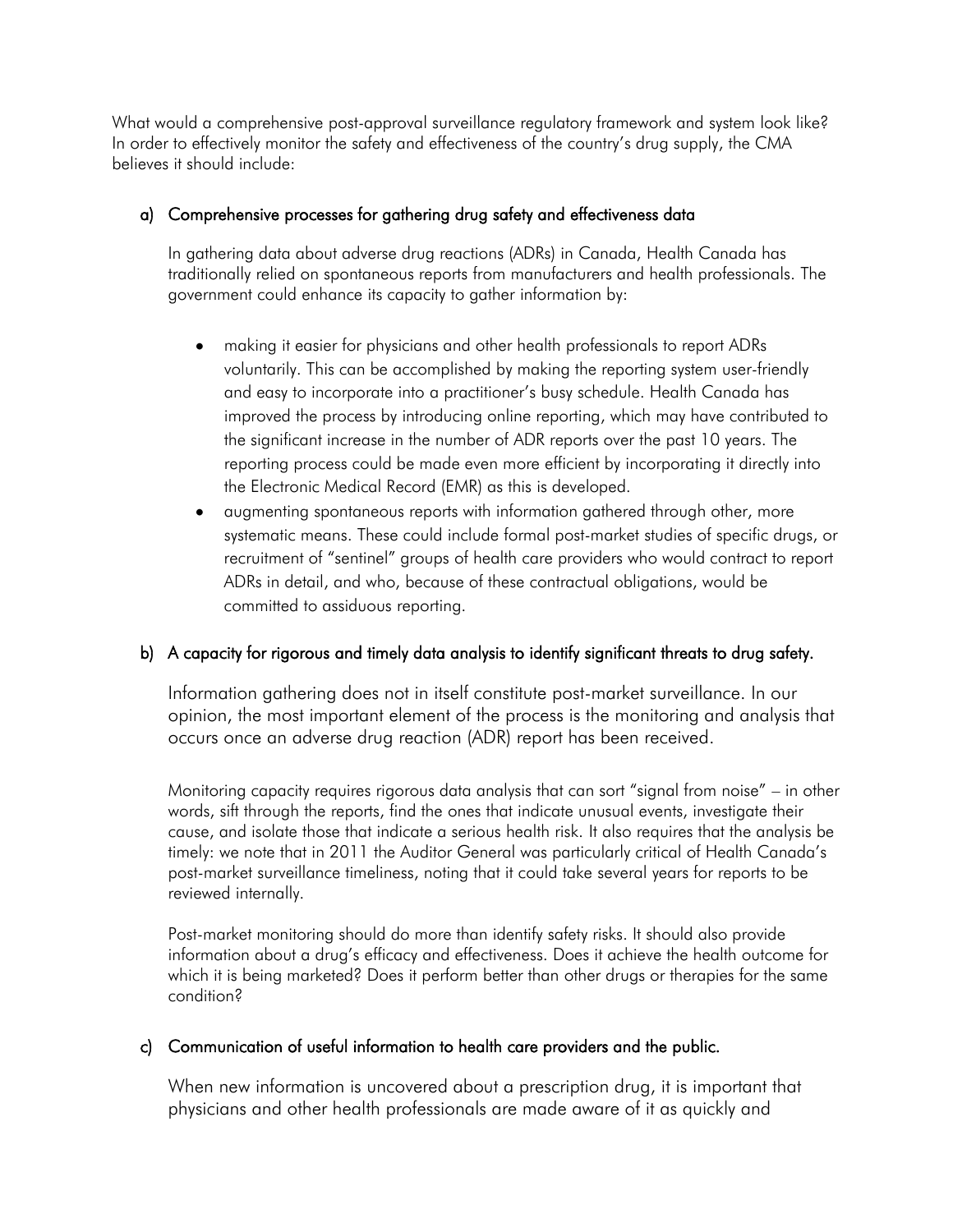What would a comprehensive post-approval surveillance regulatory framework and system look like? In order to effectively monitor the safety and effectiveness of the country's drug supply, the CMA believes it should include:

### a) Comprehensive processes for gathering drug safety and effectiveness data

In gathering data about adverse drug reactions (ADRs) in Canada, Health Canada has traditionally relied on spontaneous reports from manufacturers and health professionals. The government could enhance its capacity to gather information by:

- making it easier for physicians and other health professionals to report ADRs voluntarily. This can be accomplished by making the reporting system user-friendly and easy to incorporate into a practitioner's busy schedule. Health Canada has improved the process by introducing online reporting, which may have contributed to the significant increase in the number of ADR reports over the past 10 years. The reporting process could be made even more efficient by incorporating it directly into the Electronic Medical Record (EMR) as this is developed.
- augmenting spontaneous reports with information gathered through other, more systematic means. These could include formal post-market studies of specific drugs, or recruitment of "sentinel" groups of health care providers who would contract to report ADRs in detail, and who, because of these contractual obligations, would be committed to assiduous reporting.

### b) A capacity for rigorous and timely data analysis to identify significant threats to drug safety.

Information gathering does not in itself constitute post-market surveillance. In our opinion, the most important element of the process is the monitoring and analysis that occurs once an adverse drug reaction (ADR) report has been received.

Monitoring capacity requires rigorous data analysis that can sort "signal from noise" – in other words, sift through the reports, find the ones that indicate unusual events, investigate their cause, and isolate those that indicate a serious health risk. It also requires that the analysis be timely: we note that in 2011 the Auditor General was particularly critical of Health Canada's post-market surveillance timeliness, noting that it could take several years for reports to be reviewed internally.

Post-market monitoring should do more than identify safety risks. It should also provide information about a drug's efficacy and effectiveness. Does it achieve the health outcome for which it is being marketed? Does it perform better than other drugs or therapies for the same condition?

### c) Communication of useful information to health care providers and the public.

When new information is uncovered about a prescription drug, it is important that physicians and other health professionals are made aware of it as quickly and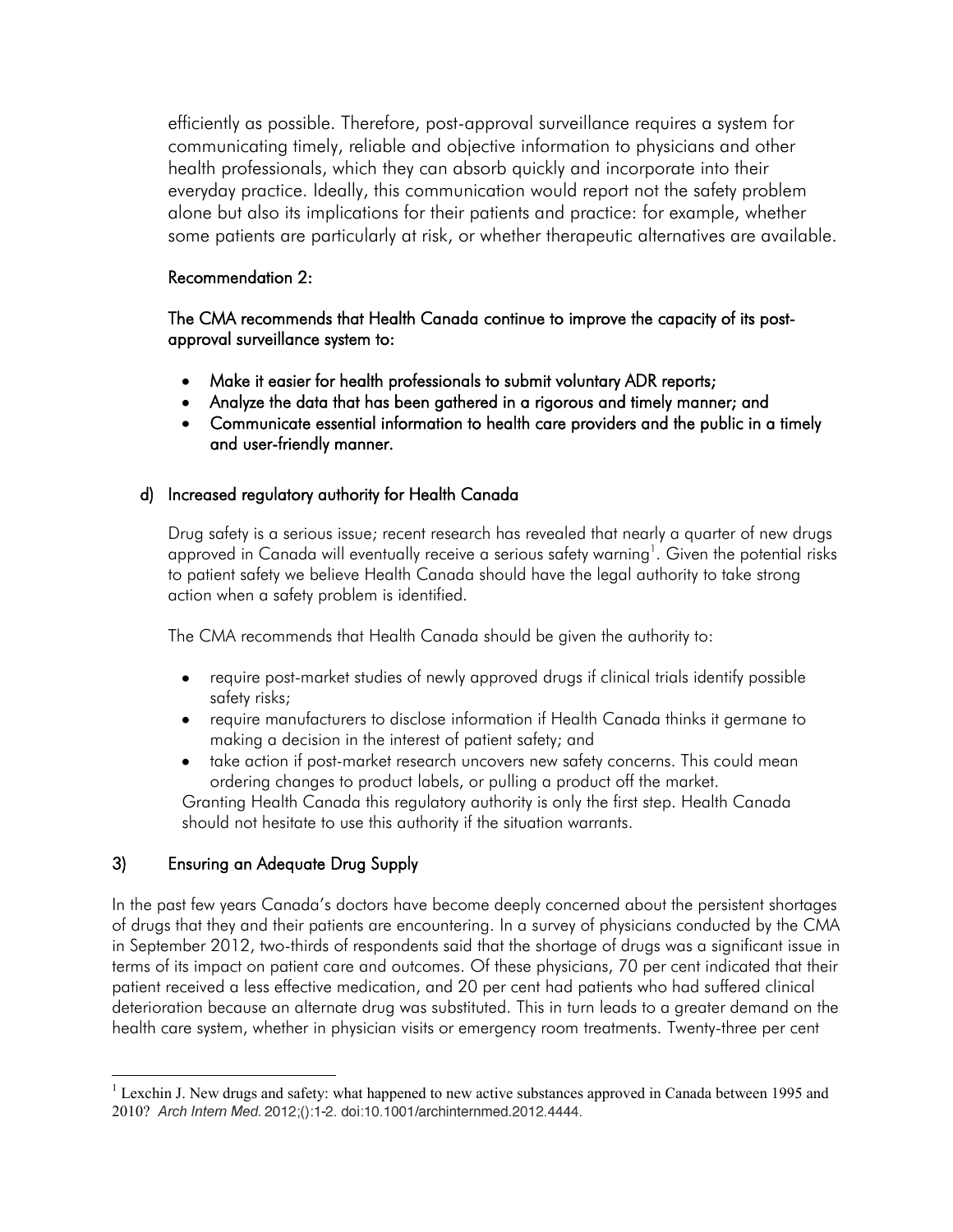efficiently as possible. Therefore, post-approval surveillance requires a system for communicating timely, reliable and objective information to physicians and other health professionals, which they can absorb quickly and incorporate into their everyday practice. Ideally, this communication would report not the safety problem alone but also its implications for their patients and practice: for example, whether some patients are particularly at risk, or whether therapeutic alternatives are available.

**Recommendation 2:**

**The CMA recommends that Health Canada continue to improve the capacity of its post-approval surveillance system to:**

- **Make it easier for health professionals to submit voluntary ADR reports;**
- **Analyze the data that has been gathered in a rigorous and timely manner; and**
- **Communicate essential information to health care providers and the public in a timely and user-friendly manner.**

### d) Increased regulatory authority for Health Canada

Drug safety is a serious issue; recent research has revealed that nearly a quarter of new drugs approved in Canada will eventually receive a serious safety warning[1]. Given the potential risks to patient safety we believe Health Canada should have the legal authority to take strong action when a safety problem is identified.

The CMA recommends that Health Canada should be given the authority to:

- require post-market studies of newly approved drugs if clinical trials identify possible safety risks;
- require manufacturers to disclose information if Health Canada thinks it germane to making a decision in the interest of patient safety; and
- take action if post-market research uncovers new safety concerns. This could mean ordering changes to product labels, or pulling a product off the market.

Granting Health Canada this regulatory authority is only the first step. Health Canada should not hesitate to use this authority if the situation warrants.

## 3) Ensuring an Adequate Drug Supply

In the past few years Canada's doctors have become deeply concerned about the persistent shortages of drugs that they and their patients are encountering. In a survey of physicians conducted by the CMA in September 2012, two-thirds of respondents said that the shortage of drugs was a significant issue in terms of its impact on patient care and outcomes. Of these physicians, 70 per cent indicated that their patient received a less effective medication, and 20 per cent had patients who had suffered clinical deterioration because an alternate drug was substituted. This in turn leads to a greater demand on the health care system, whether in physician visits or emergency room treatments. Twenty-three per cent

[1] Lexchin J. New drugs and safety: what happened to new active substances approved in Canada between 1995 and 2010? *Arch Intern Med.* 2012;():1-2. doi:10.1001/archinternmed.2012.4444.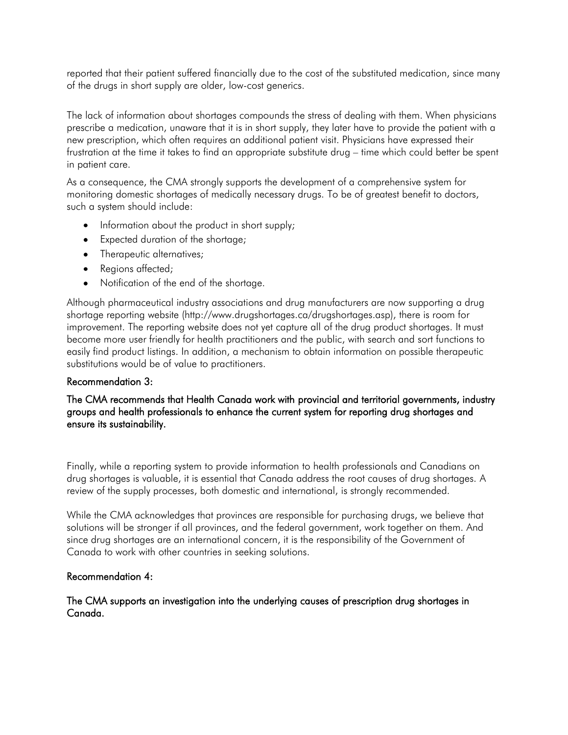reported that their patient suffered financially due to the cost of the substituted medication, since many of the drugs in short supply are older, low-cost generics.

The lack of information about shortages compounds the stress of dealing with them. When physicians prescribe a medication, unaware that it is in short supply, they later have to provide the patient with a new prescription, which often requires an additional patient visit. Physicians have expressed their frustration at the time it takes to find an appropriate substitute drug – time which could better be spent in patient care.

As a consequence, the CMA strongly supports the development of a comprehensive system for monitoring domestic shortages of medically necessary drugs. To be of greatest benefit to doctors, such a system should include:

- Information about the product in short supply;
- Expected duration of the shortage;
- Therapeutic alternatives;
- Regions affected;
- Notification of the end of the shortage.

Although pharmaceutical industry associations and drug manufacturers are now supporting a drug shortage reporting website (http://www.drugshortages.ca/drugshortages.asp), there is room for improvement. The reporting website does not yet capture all of the drug product shortages. It must become more user friendly for health practitioners and the public, with search and sort functions to easily find product listings. In addition, a mechanism to obtain information on possible therapeutic substitutions would be of value to practitioners.

**Recommendation 3:**

**The CMA recommends that Health Canada work with provincial and territorial governments, industry groups and health professionals to enhance the current system for reporting drug shortages and ensure its sustainability.**

Finally, while a reporting system to provide information to health professionals and Canadians on drug shortages is valuable, it is essential that Canada address the root causes of drug shortages. A review of the supply processes, both domestic and international, is strongly recommended.

While the CMA acknowledges that provinces are responsible for purchasing drugs, we believe that solutions will be stronger if all provinces, and the federal government, work together on them. And since drug shortages are an international concern, it is the responsibility of the Government of Canada to work with other countries in seeking solutions.

**Recommendation 4:**

**The CMA supports an investigation into the underlying causes of prescription drug shortages in Canada.**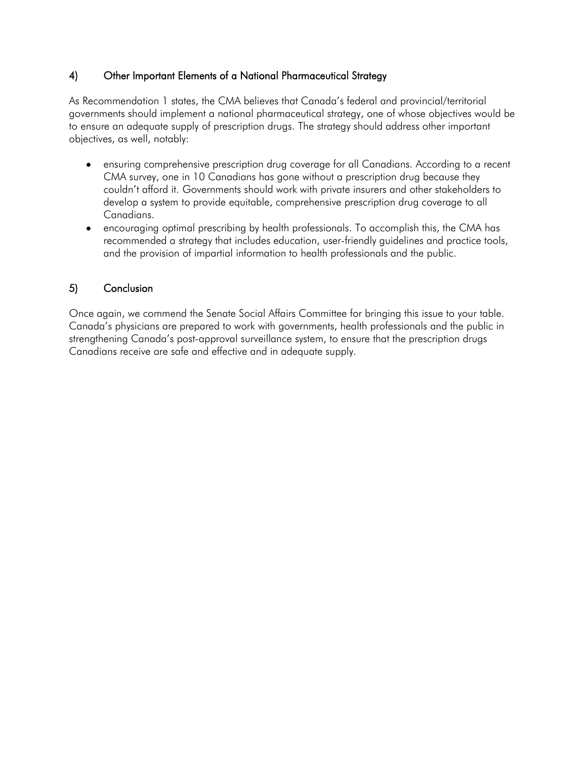## 4) Other Important Elements of a National Pharmaceutical Strategy

As Recommendation 1 states, the CMA believes that Canada's federal and provincial/territorial governments should implement a national pharmaceutical strategy, one of whose objectives would be to ensure an adequate supply of prescription drugs. The strategy should address other important objectives, as well, notably:

- ensuring comprehensive prescription drug coverage for all Canadians. According to a recent CMA survey, one in 10 Canadians has gone without a prescription drug because they couldn't afford it. Governments should work with private insurers and other stakeholders to develop a system to provide equitable, comprehensive prescription drug coverage to all Canadians.
- encouraging optimal prescribing by health professionals. To accomplish this, the CMA has recommended a strategy that includes education, user-friendly guidelines and practice tools, and the provision of impartial information to health professionals and the public.

## 5) Conclusion

Once again, we commend the Senate Social Affairs Committee for bringing this issue to your table. Canada's physicians are prepared to work with governments, health professionals and the public in strengthening Canada's post-approval surveillance system, to ensure that the prescription drugs Canadians receive are safe and effective and in adequate supply.